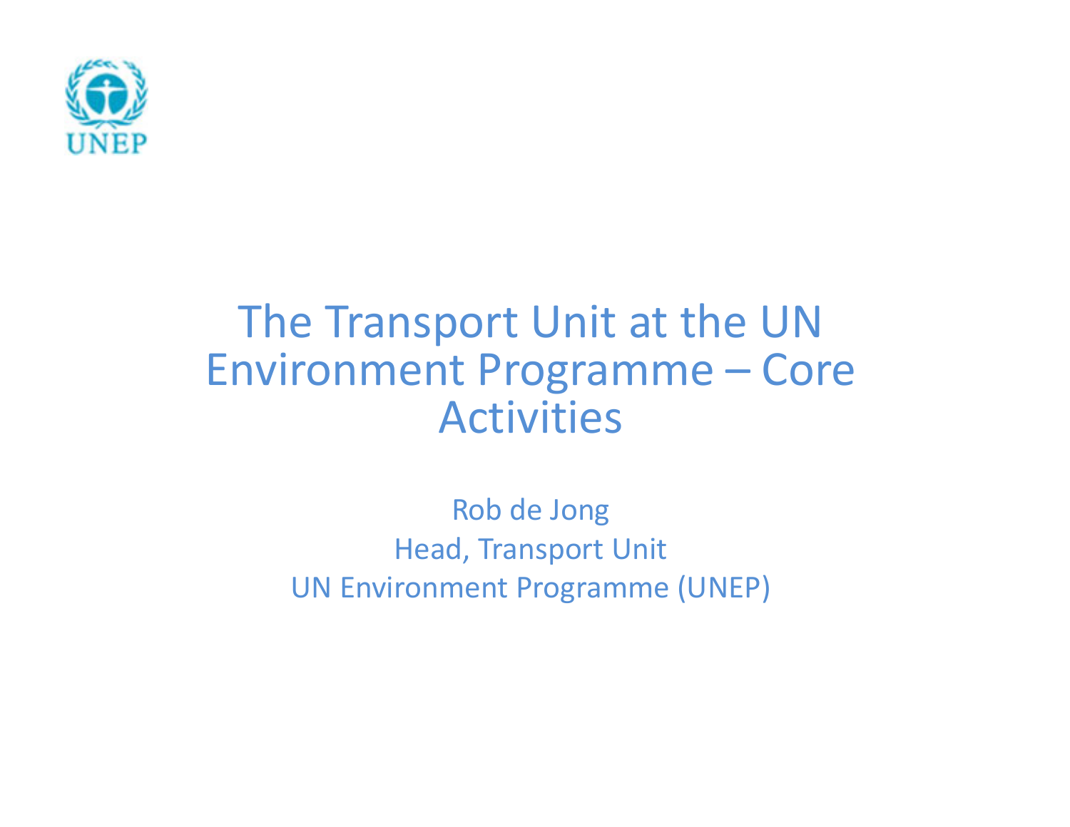UNEP

# The Transport Unit at the UN Environment Programme – Core Activities

Rob de Jong
Head, Transport Unit
UN Environment Programme (UNEP)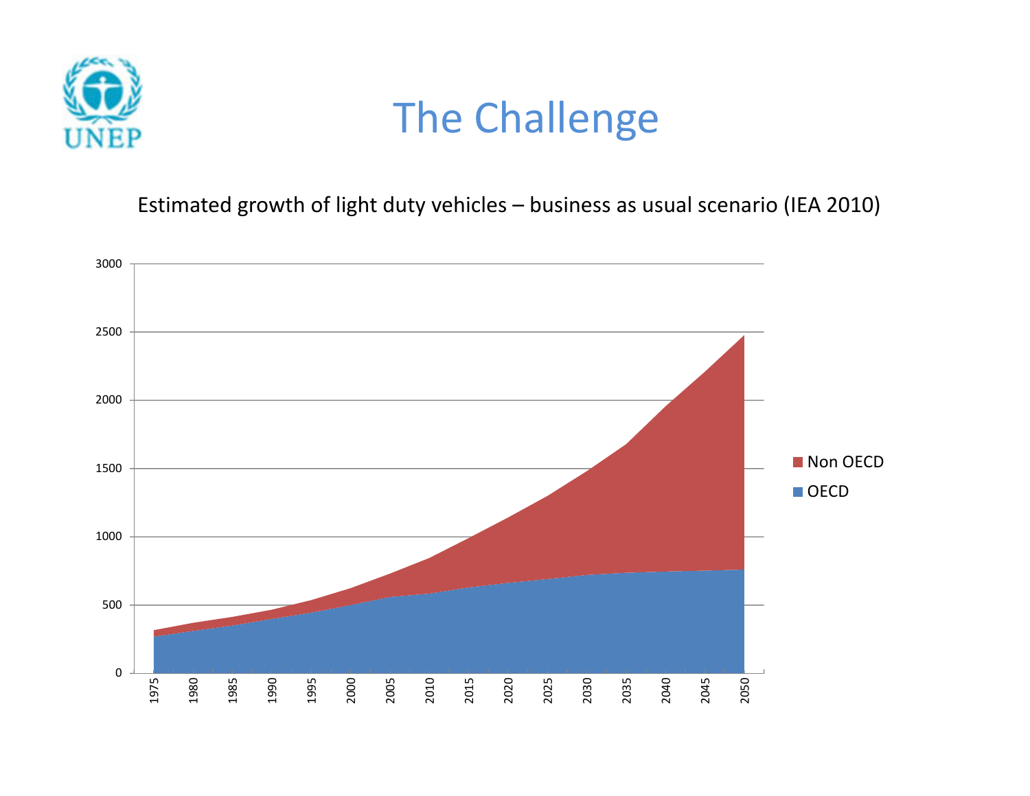UNEP

# The Challenge

Estimated growth of light duty vehicles – business as usual scenario (IEA 2010)

3000
2500
2000
1500
1000
500
0

1975
1980
1985
1990
1995
2000
2005
2010
2015
2020
2025
2030
2035
2040
2045
2050

Non OECD
OECD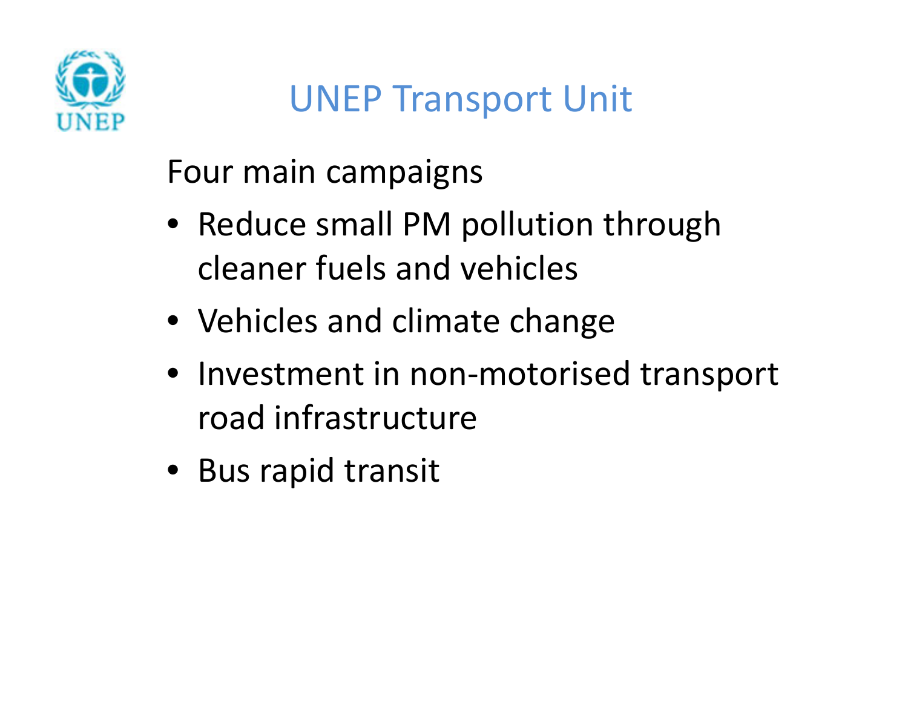# UNEP Transport Unit

Four main campaigns

- Reduce small PM pollution through cleaner fuels and vehicles
- Vehicles and climate change
- Investment in non-motorised transport road infrastructure
- Bus rapid transit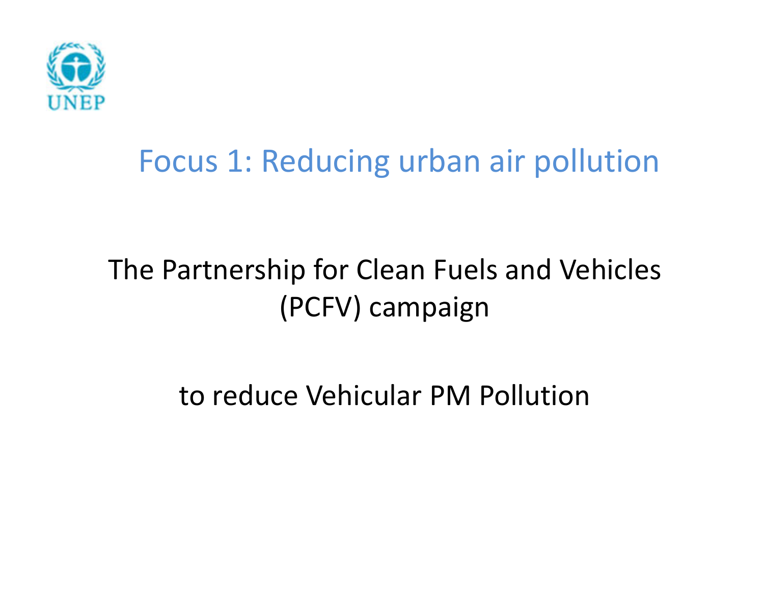# Focus 1: Reducing urban air pollution

The Partnership for Clean Fuels and Vehicles (PCFV) campaign

to reduce Vehicular PM Pollution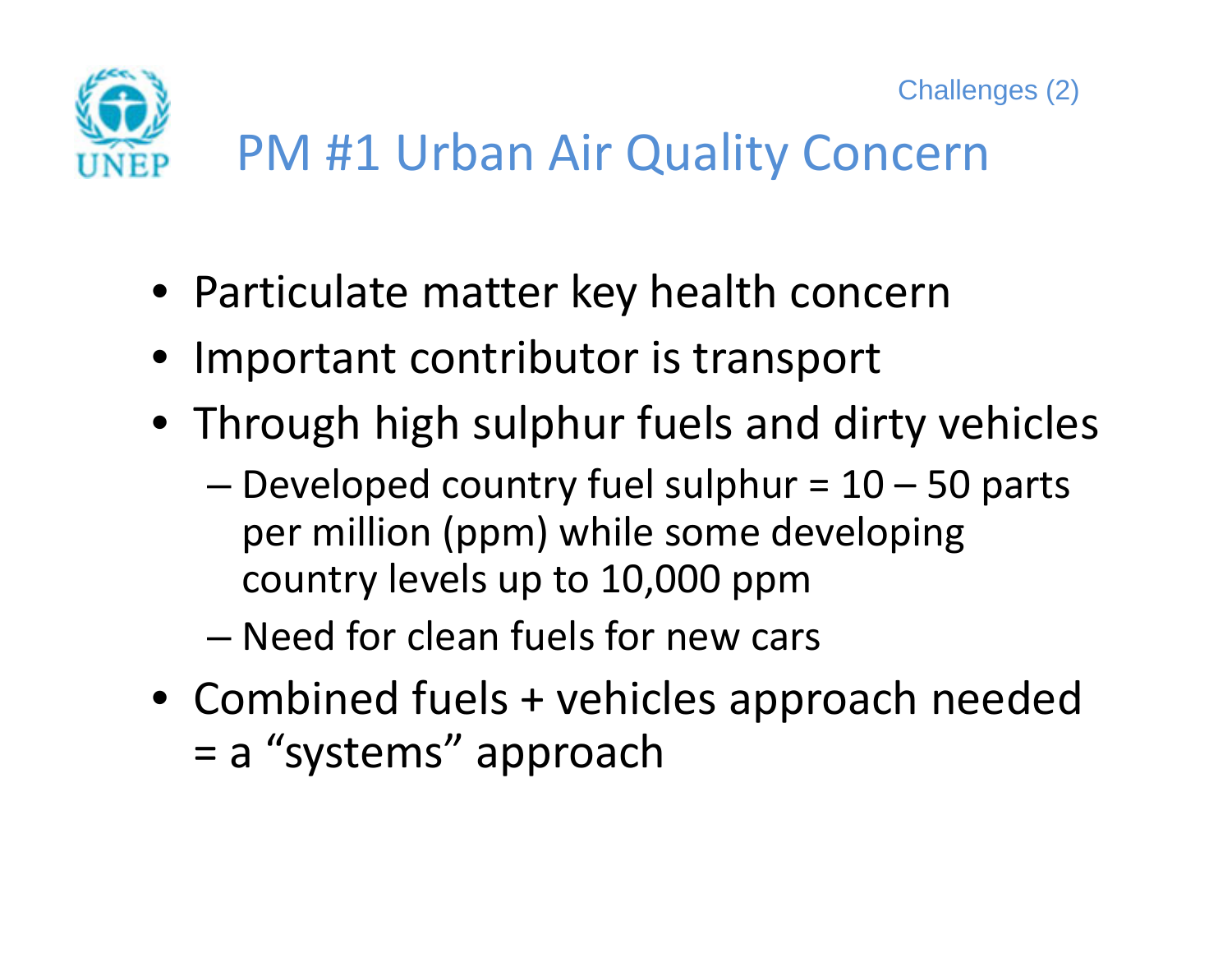Challenges (2)

# PM #1 Urban Air Quality Concern

- Particulate matter key health concern
- Important contributor is transport
- Through high sulphur fuels and dirty vehicles
  - Developed country fuel sulphur = 10 – 50 parts per million (ppm) while some developing country levels up to 10,000 ppm
  - Need for clean fuels for new cars
- Combined fuels + vehicles approach needed = a “systems” approach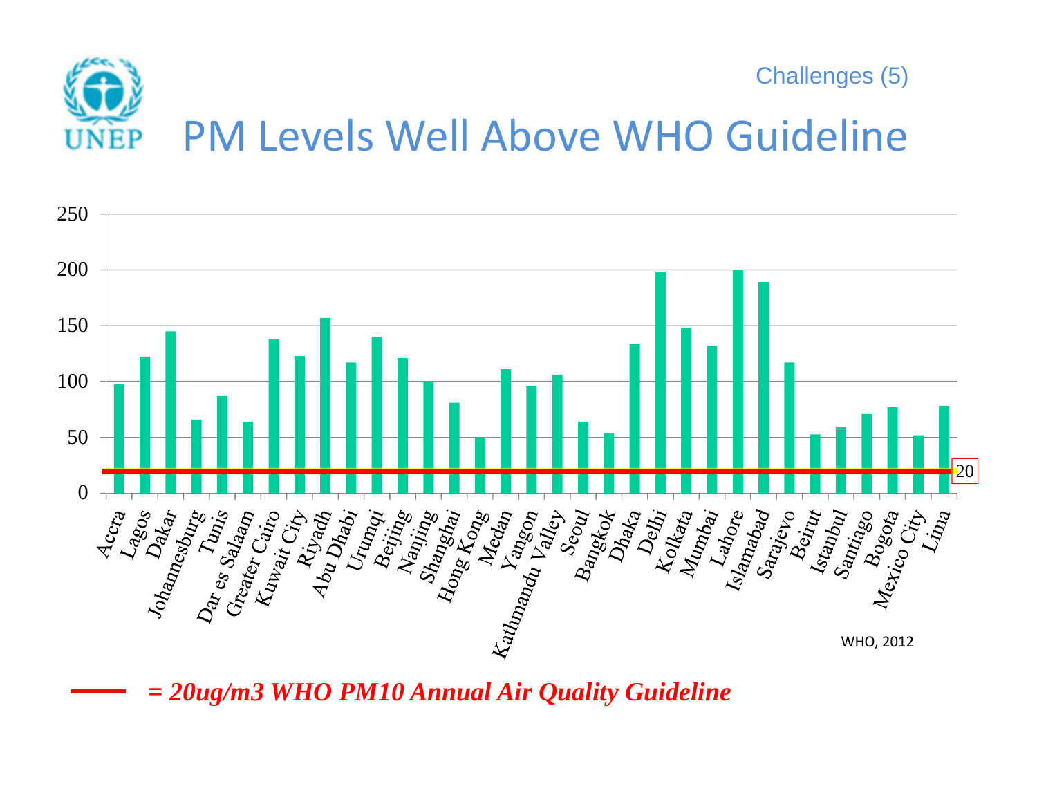Challenges (5)

# PM Levels Well Above WHO Guideline

250
200
150
100
50
0

Accra Lagos Dakar Johannesburg Tunis Dar es Salaam Greater Cairo Kuwait City Riyadh Abu Dhabi Urumqi Beijing Nanjing Shanghai Hong Kong Medan Yangon Kathmandu Valley Seoul Bangkok Dhaka Delhi Kolkata Mumbai Lahore Islamabad Sarajevo Beirut Istanbul Santiago Bogota Mexico City Lima

20

WHO, 2012

*= 20ug/m3 WHO PM10 Annual Air Quality Guideline*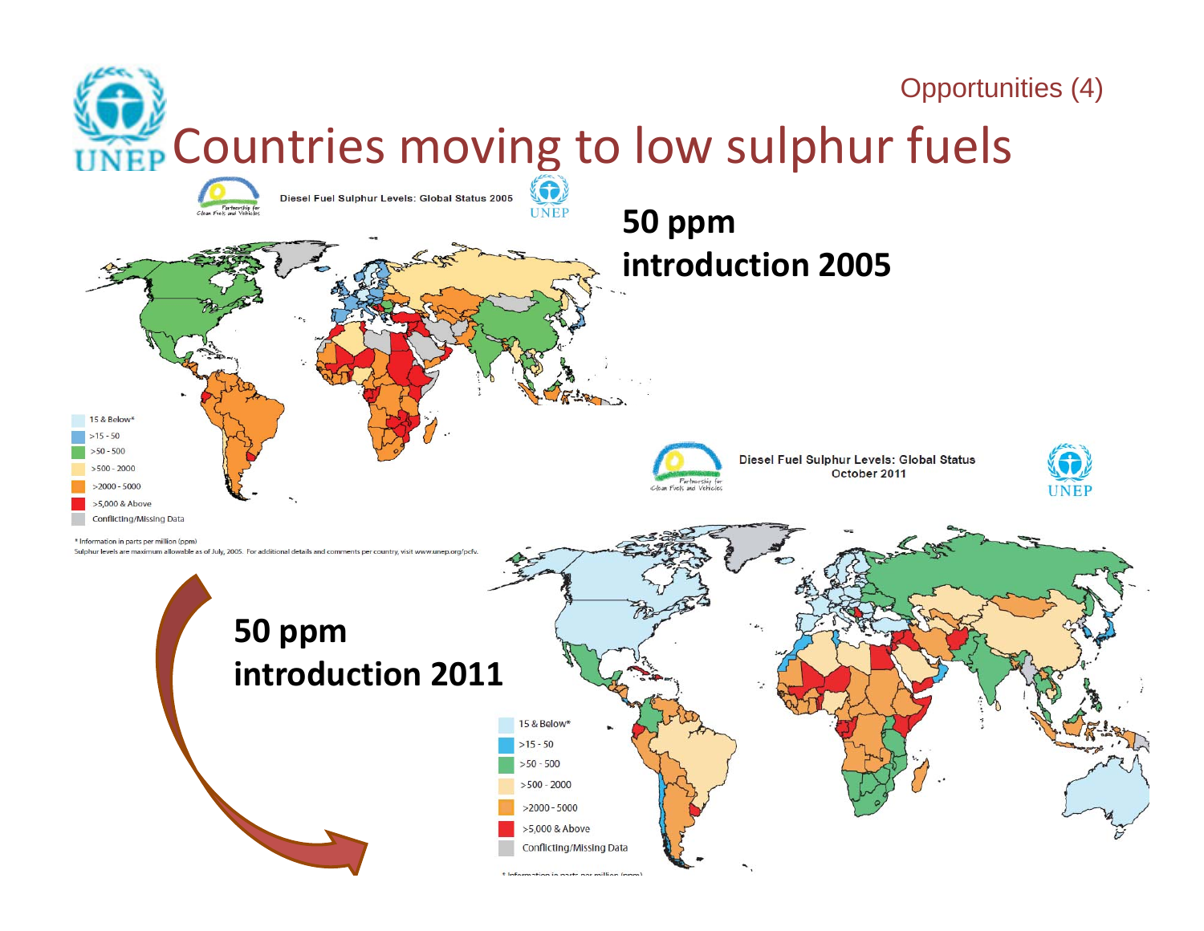Opportunities (4)

# Countries moving to low sulphur fuels

Diesel Fuel Sulphur Levels: Global Status 2005

**50 ppm introduction 2005**

15 & Below*
>15 - 50
>50 - 500
>500 - 2000
>2000 - 5000
>5,000 & Above
Conflicting/Missing Data

* Information in parts per million (ppm)
Sulphur levels are maximum allowable as of July, 2005. For additional details and comments per country, visit www.unep.org/pcfv.

Diesel Fuel Sulphur Levels: Global Status October 2011

**50 ppm introduction 2011**

15 & Below*
>15 - 50
>50 - 500
>500 - 2000
>2000 - 5000
>5,000 & Above
Conflicting/Missing Data

* Information in parts per million (ppm)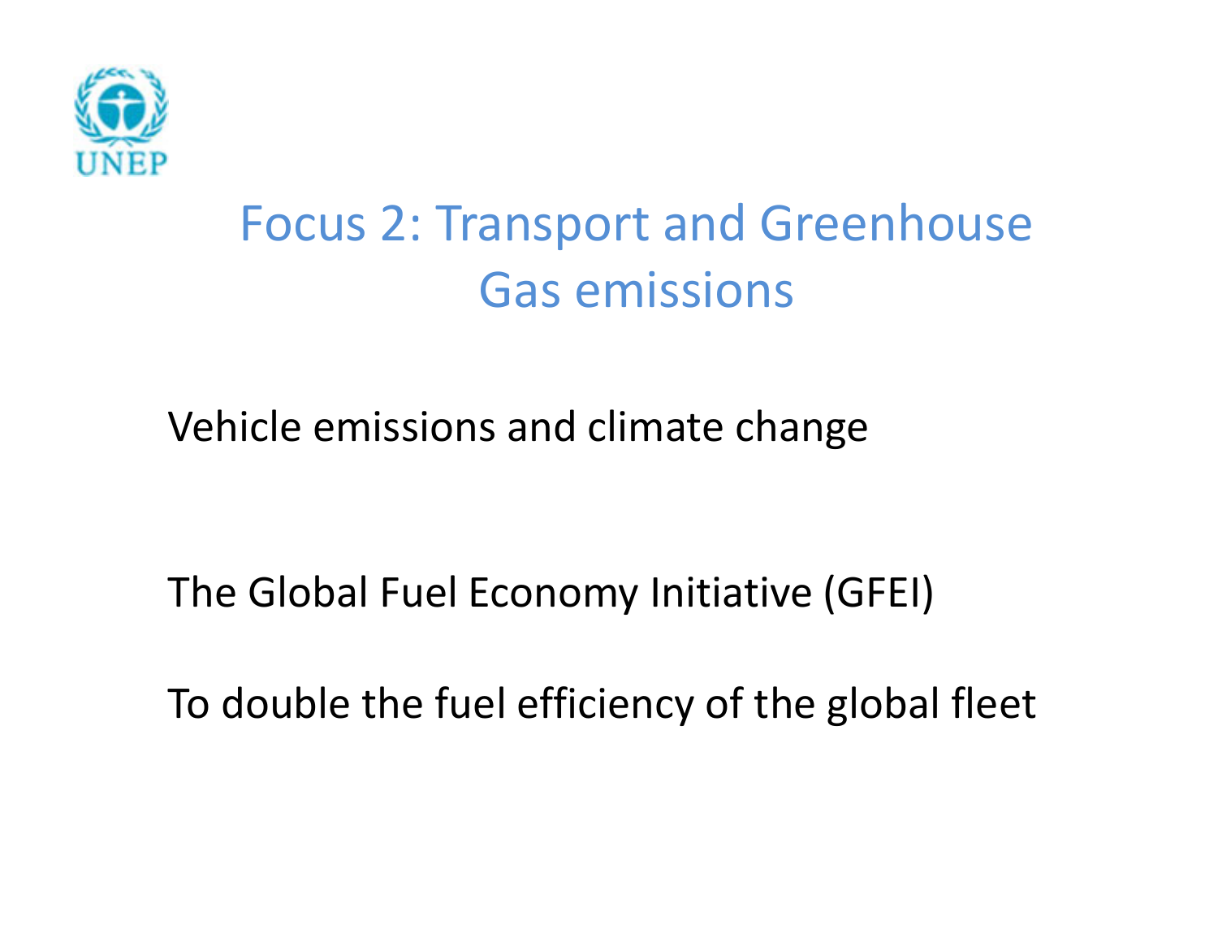UNEP

# Focus 2: Transport and Greenhouse Gas emissions

Vehicle emissions and climate change

The Global Fuel Economy Initiative (GFEI)

To double the fuel efficiency of the global fleet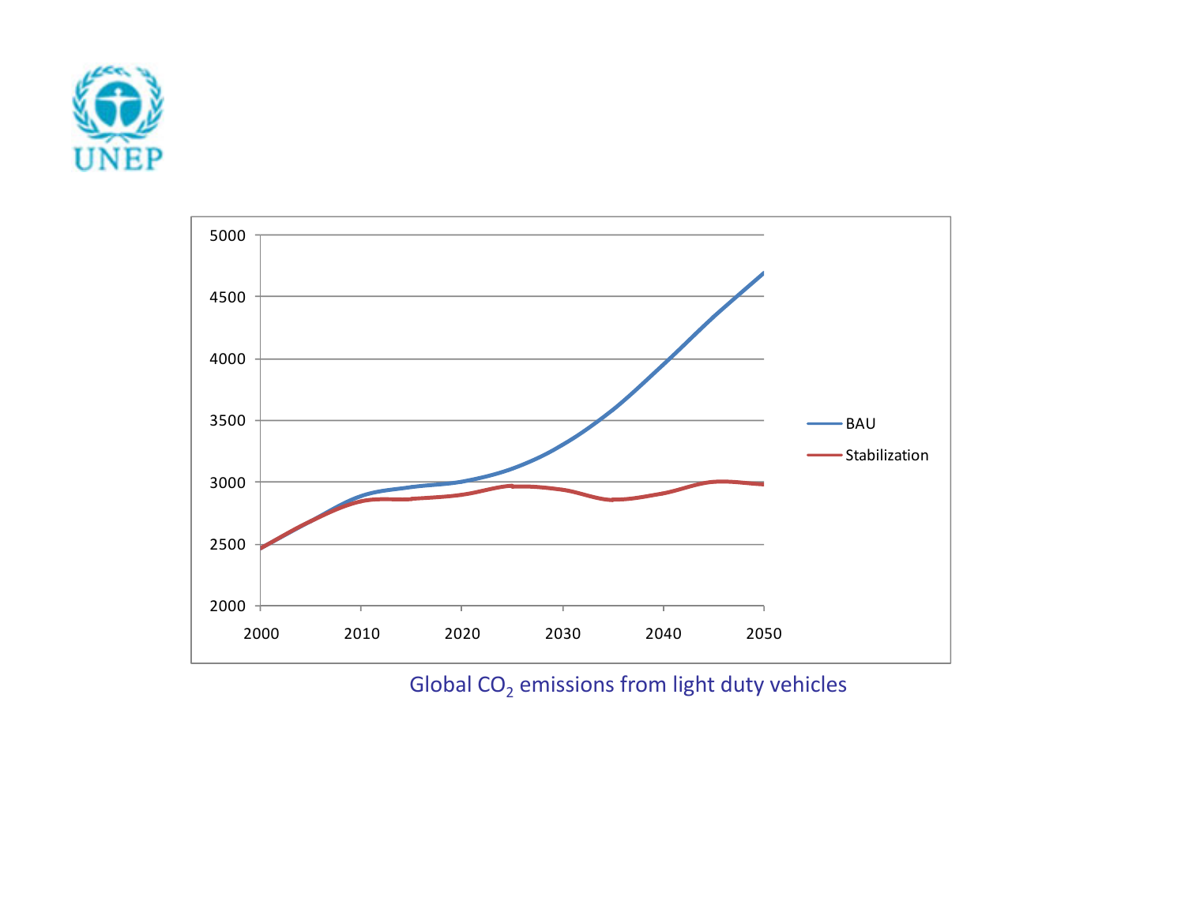UNEP

5000

4500

4000

3500

3000

2500

2000

2000 2010 2020 2030 2040 2050

BAU

Stabilization

Global $CO_2$ emissions from light duty vehicles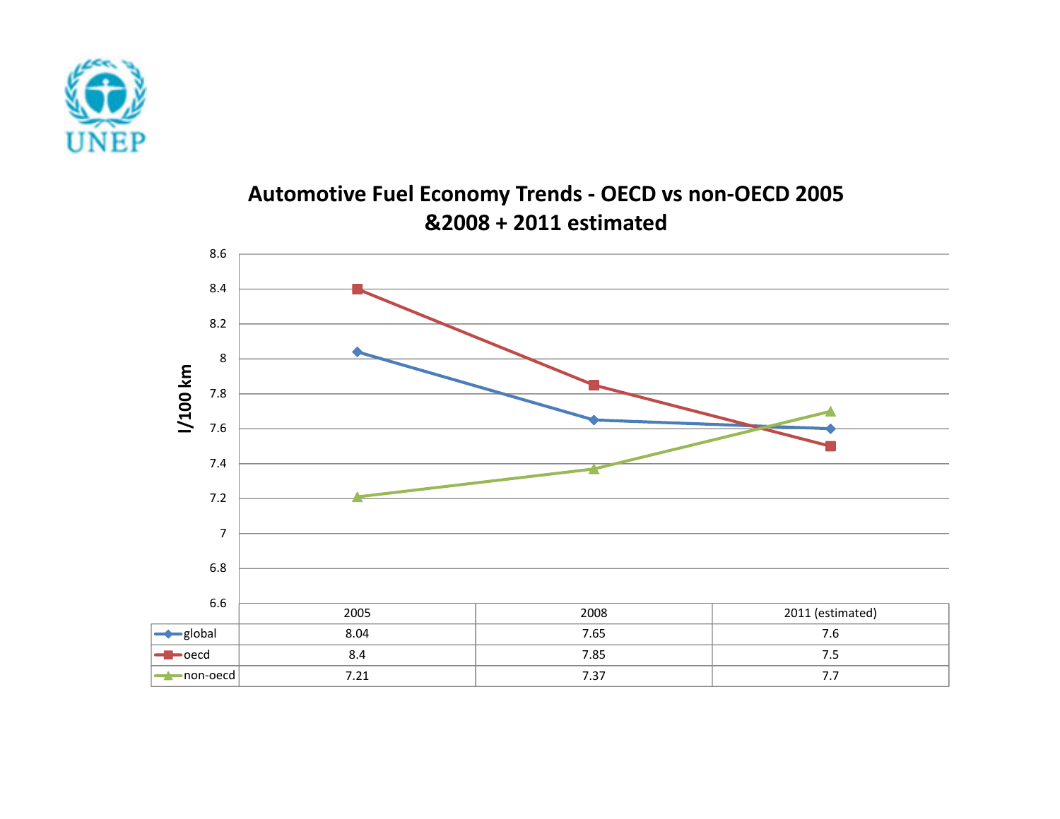UNEP

## Automotive Fuel Economy Trends - OECD vs non-OECD 2005 &2008 + 2011 estimated

l/100 km

8.6
8.4
8.2
8
7.8
7.6
7.4
7.2
7
6.8
6.6

2005 | 2008 | 2011 (estimated)

global: 8.04 | 7.65 | 7.6

oecd: 8.4 | 7.85 | 7.5

non-oecd: 7.21 | 7.37 | 7.7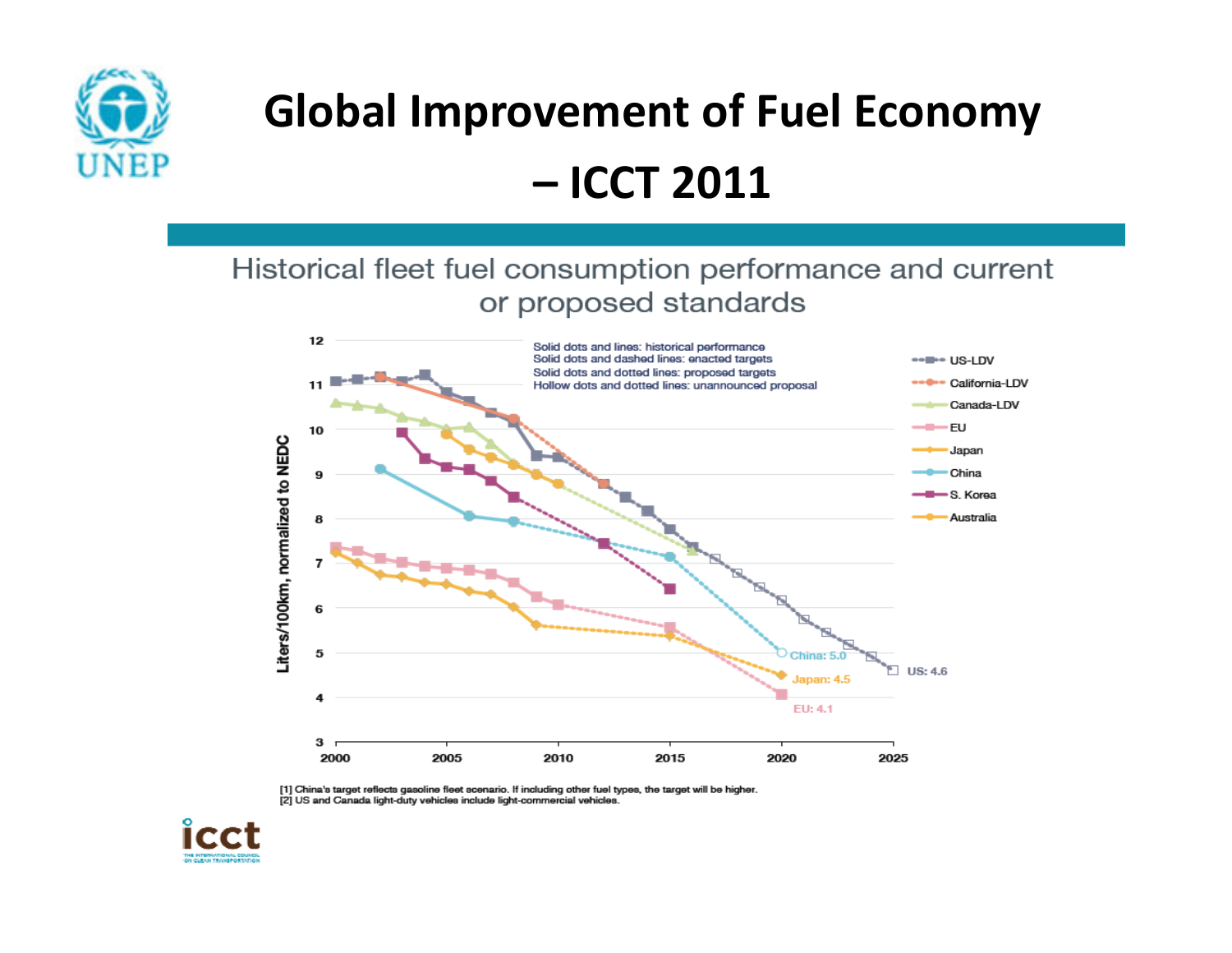# Global Improvement of Fuel Economy – ICCT 2011

Historical fleet fuel consumption performance and current or proposed standards

Solid dots and lines: historical performance
Solid dots and dashed lines: enacted targets
Solid dots and dotted lines: proposed targets
Hollow dots and dotted lines: unannounced proposal

US-LDV
California-LDV
Canada-LDV
EU
Japan
China
S. Korea
Australia

Liters/100km, normalized to NEDC

12
11
10
9
8
7
6
5
4
3

2000
2005
2010
2015
2020
2025

China: 5.0
US: 4.6
Japan: 4.5
EU: 4.1

[1] China's target reflects gasoline fleet scenario. If including other fuel types, the target will be higher.
[2] US and Canada light-duty vehicles include light-commercial vehicles.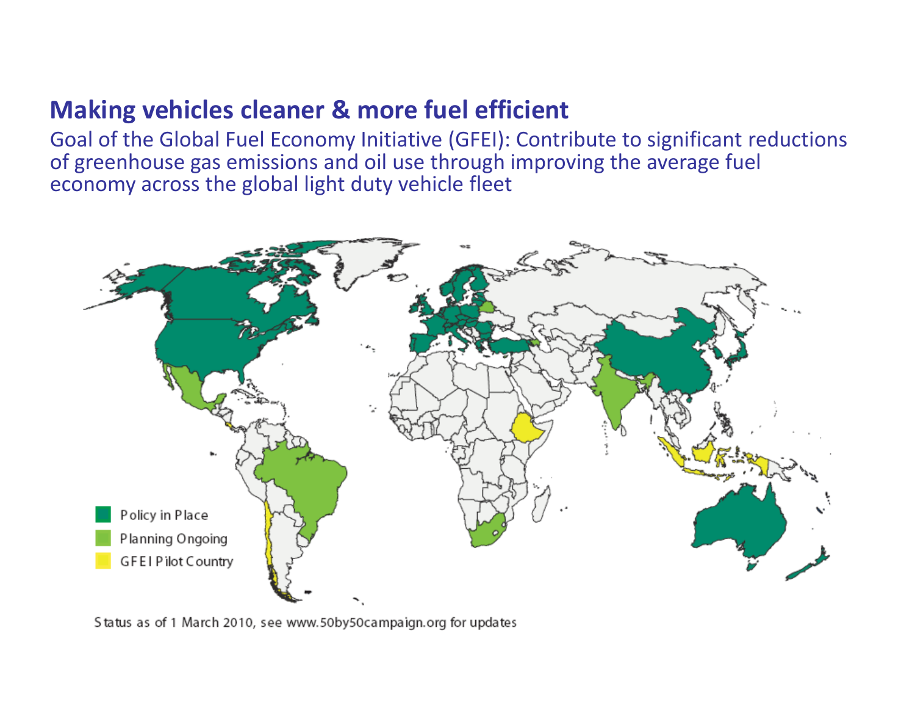# Making vehicles cleaner & more fuel efficient

Goal of the Global Fuel Economy Initiative (GFEI): Contribute to significant reductions of greenhouse gas emissions and oil use through improving the average fuel economy across the global light duty vehicle fleet

Policy in Place

Planning Ongoing

GFEI Pilot Country

Status as of 1 March 2010, see www.50by50campaign.org for updates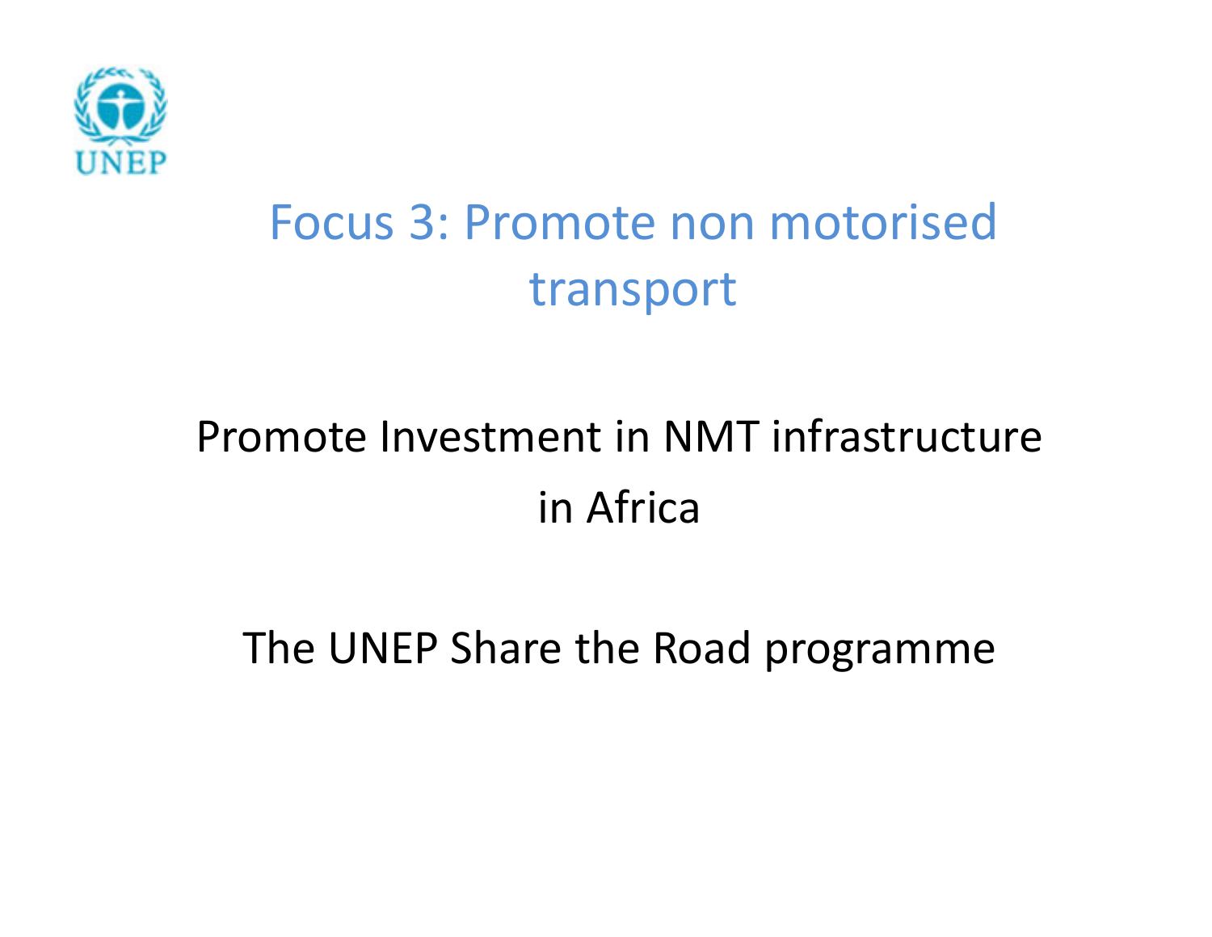# Focus 3: Promote non motorised transport

Promote Investment in NMT infrastructure in Africa

The UNEP Share the Road programme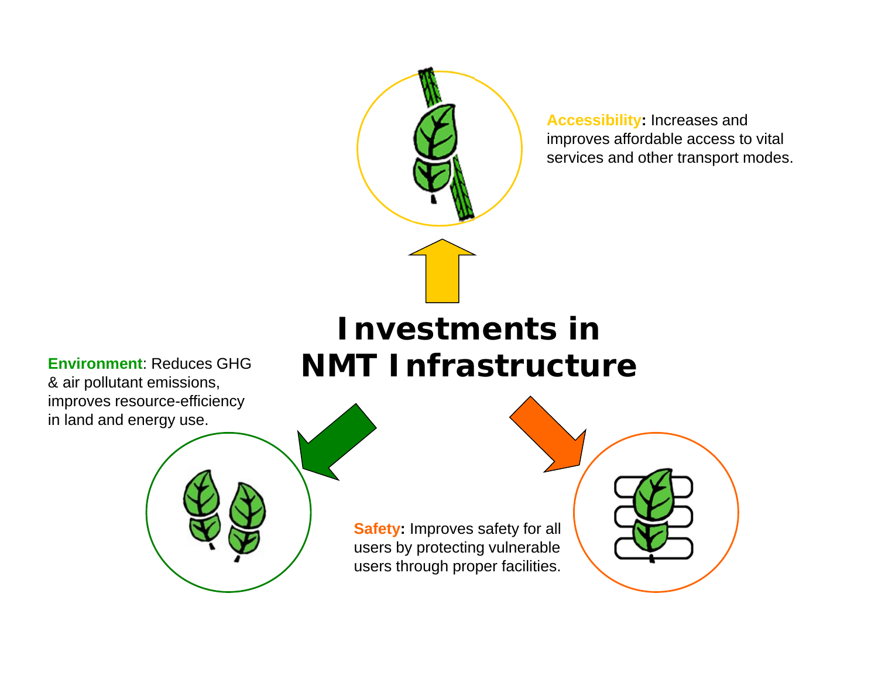# Investments in NMT Infrastructure

**Accessibility:** Increases and improves affordable access to vital services and other transport modes.

**Environment**: Reduces GHG & air pollutant emissions, improves resource-efficiency in land and energy use.

**Safety:** Improves safety for all users by protecting vulnerable users through proper facilities.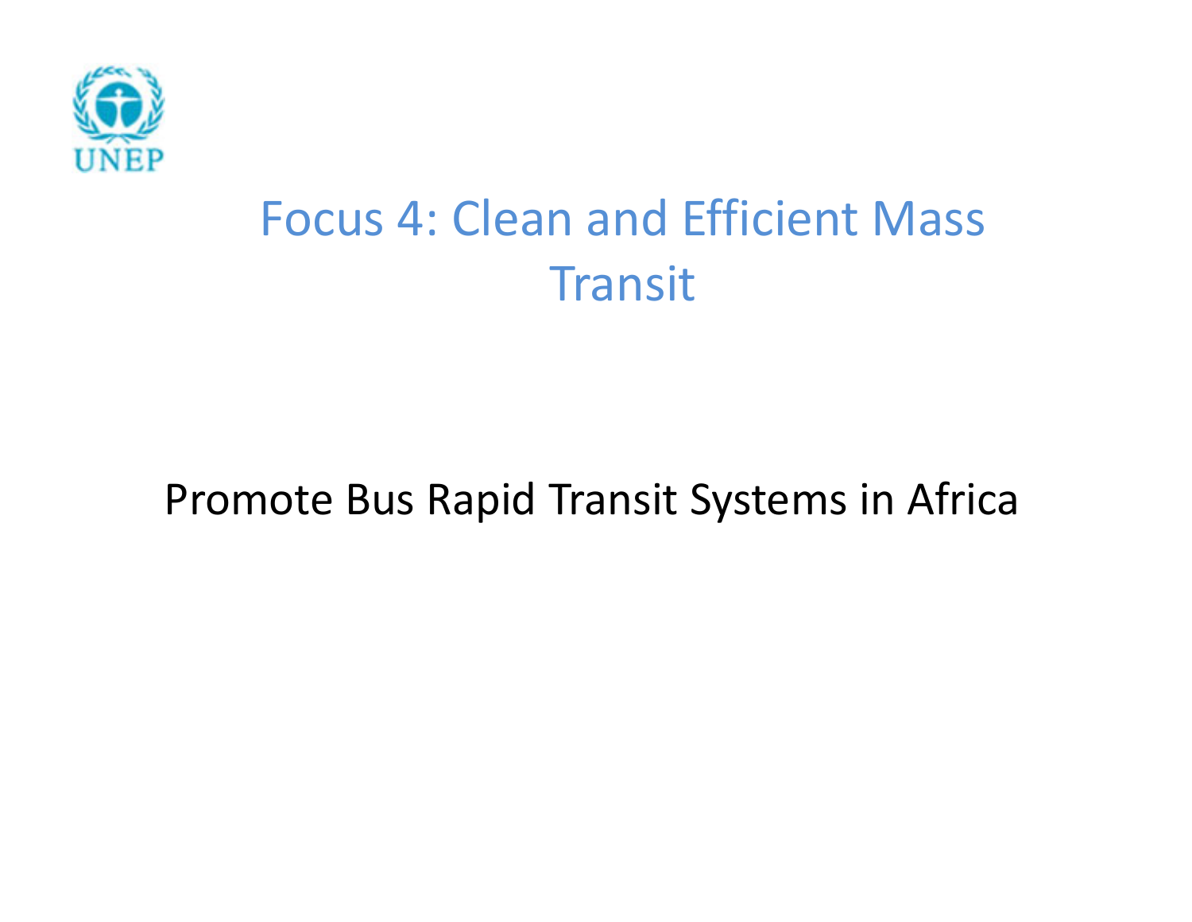UNEP

# Focus 4: Clean and Efficient Mass Transit

Promote Bus Rapid Transit Systems in Africa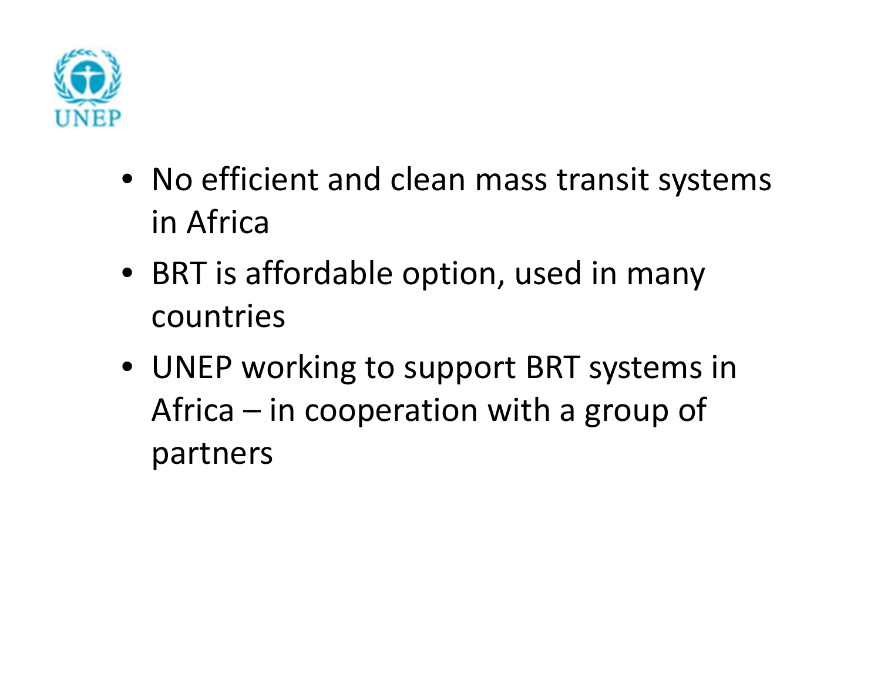UNEP

- No efficient and clean mass transit systems in Africa
- BRT is affordable option, used in many countries
- UNEP working to support BRT systems in Africa – in cooperation with a group of partners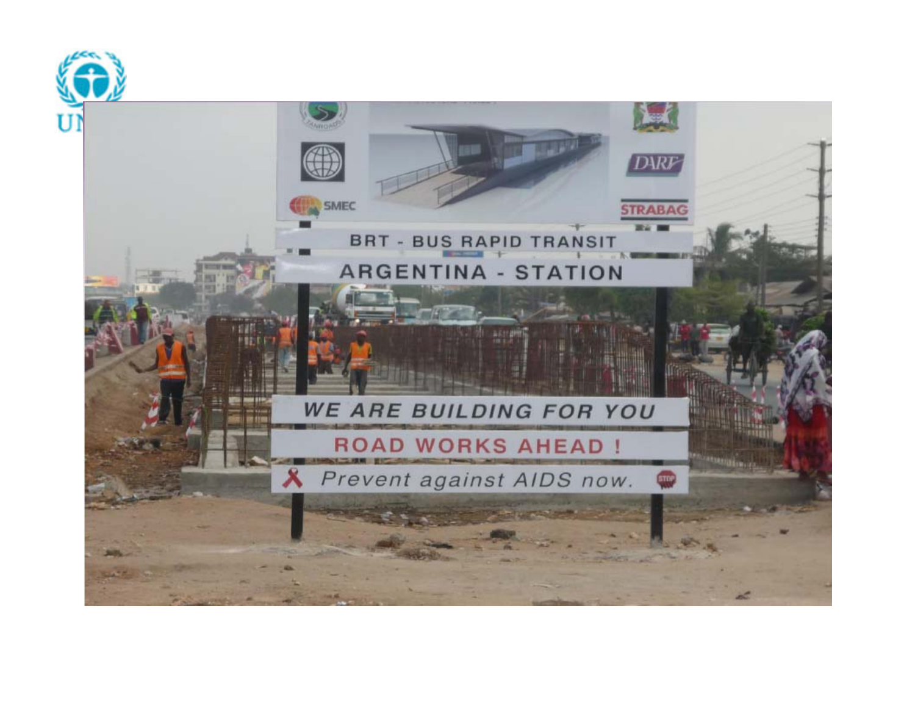BRT - BUS RAPID TRANSIT

ARGENTINA - STATION

WE ARE BUILDING FOR YOU

ROAD WORKS AHEAD !

Prevent against AIDS now.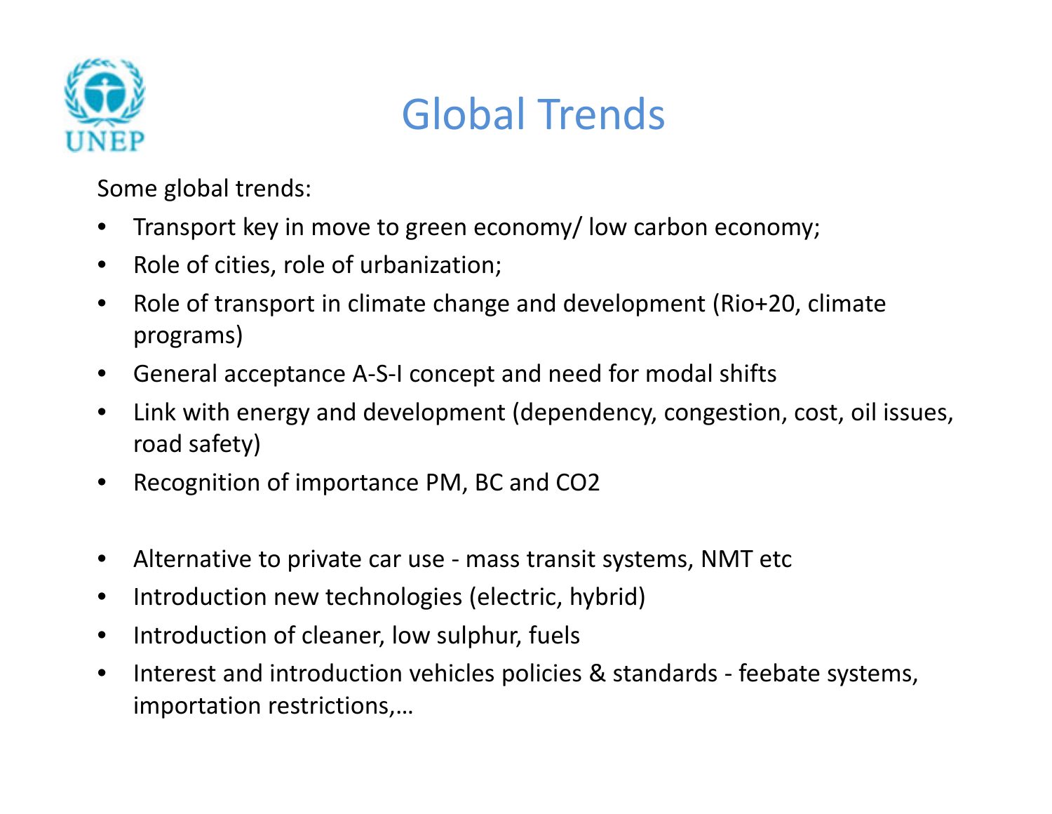# Global Trends

Some global trends:

- Transport key in move to green economy/ low carbon economy;
- Role of cities, role of urbanization;
- Role of transport in climate change and development (Rio+20, climate programs)
- General acceptance A-S-I concept and need for modal shifts
- Link with energy and development (dependency, congestion, cost, oil issues, road safety)
- Recognition of importance PM, BC and $CO_2$

- Alternative to private car use - mass transit systems, NMT etc
- Introduction new technologies (electric, hybrid)
- Introduction of cleaner, low sulphur, fuels
- Interest and introduction vehicles policies & standards - feebate systems, importation restrictions,…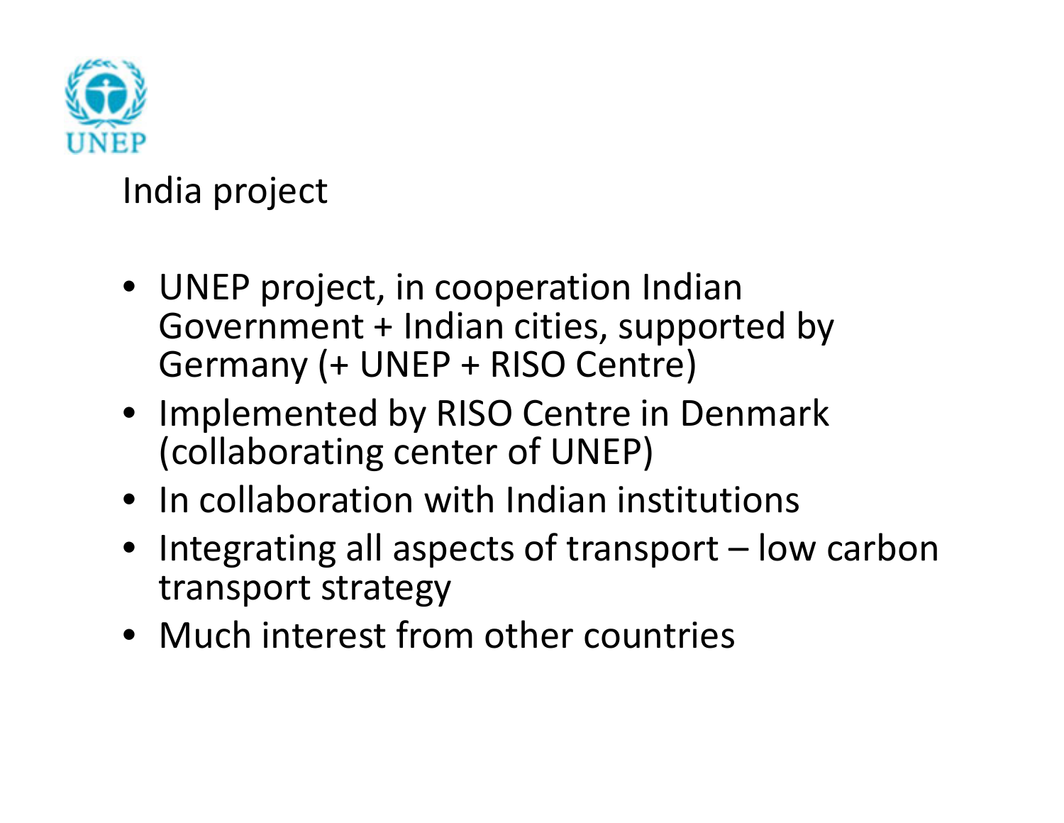UNEP

# India project

- UNEP project, in cooperation Indian Government + Indian cities, supported by Germany (+ UNEP + RISO Centre)
- Implemented by RISO Centre in Denmark (collaborating center of UNEP)
- In collaboration with Indian institutions
- Integrating all aspects of transport – low carbon transport strategy
- Much interest from other countries